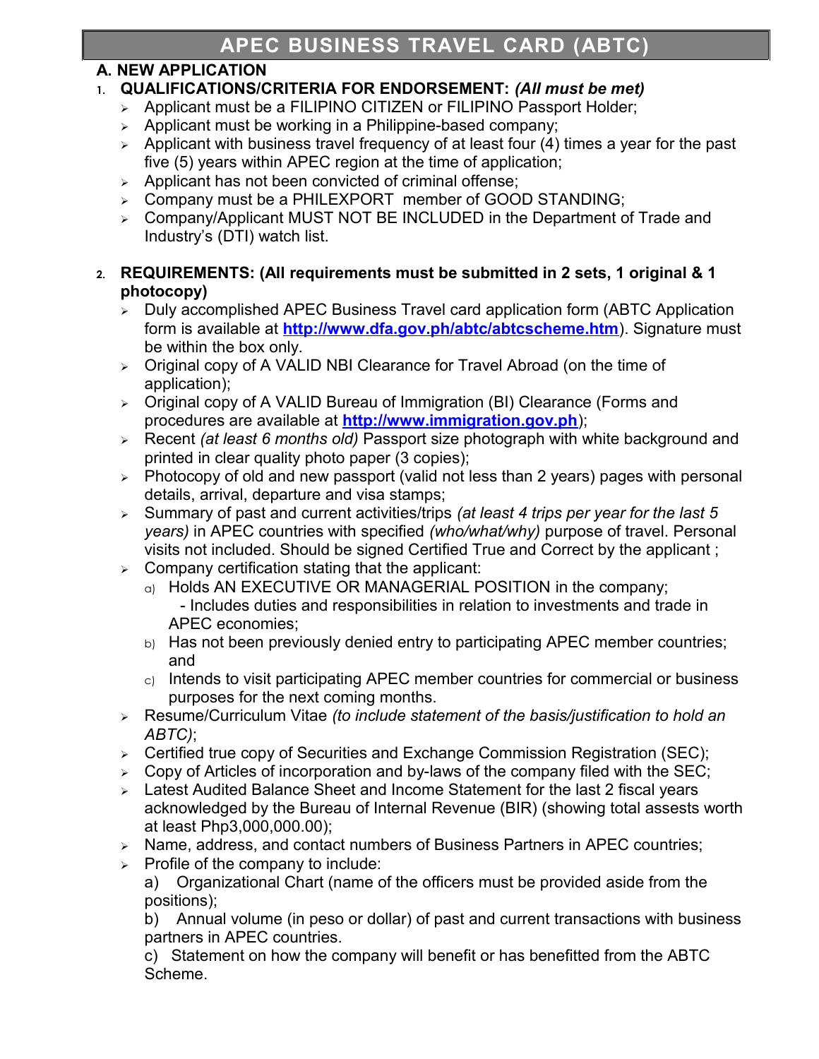# APEC BUSINESS TRAVEL CARD (ABTC)

## A. NEW APPLICATION

1. **QUALIFICATIONS/CRITERIA FOR ENDORSEMENT:** ***(All must be met)***
   - Applicant must be a FILIPINO CITIZEN or FILIPINO Passport Holder;
   - Applicant must be working in a Philippine-based company;
   - Applicant with business travel frequency of at least four (4) times a year for the past five (5) years within APEC region at the time of application;
   - Applicant has not been convicted of criminal offense;
   - Company must be a PHILEXPORT member of GOOD STANDING;
   - Company/Applicant MUST NOT BE INCLUDED in the Department of Trade and Industry's (DTI) watch list.

2. **REQUIREMENTS: (All requirements must be submitted in 2 sets, 1 original & 1 photocopy)**
   - Duly accomplished APEC Business Travel card application form (ABTC Application form is available at **http://www.dfa.gov.ph/abtc/abtcscheme.htm**). Signature must be within the box only.
   - Original copy of A VALID NBI Clearance for Travel Abroad (on the time of application);
   - Original copy of A VALID Bureau of Immigration (BI) Clearance (Forms and procedures are available at **http://www.immigration.gov.ph**);
   - Recent *(at least 6 months old)* Passport size photograph with white background and printed in clear quality photo paper (3 copies);
   - Photocopy of old and new passport (valid not less than 2 years) pages with personal details, arrival, departure and visa stamps;
   - Summary of past and current activities/trips *(at least 4 trips per year for the last 5 years)* in APEC countries with specified *(who/what/why)* purpose of travel. Personal visits not included. Should be signed Certified True and Correct by the applicant ;
   - Company certification stating that the applicant:
     a) Holds AN EXECUTIVE OR MANAGERIAL POSITION in the company;
        - Includes duties and responsibilities in relation to investments and trade in APEC economies;
     b) Has not been previously denied entry to participating APEC member countries; and
     c) Intends to visit participating APEC member countries for commercial or business purposes for the next coming months.
   - Resume/Curriculum Vitae *(to include statement of the basis/justification to hold an ABTC)*;
   - Certified true copy of Securities and Exchange Commission Registration (SEC);
   - Copy of Articles of incorporation and by-laws of the company filed with the SEC;
   - Latest Audited Balance Sheet and Income Statement for the last 2 fiscal years acknowledged by the Bureau of Internal Revenue (BIR) (showing total assests worth at least Php3,000,000.00);
   - Name, address, and contact numbers of Business Partners in APEC countries;
   - Profile of the company to include:
     a) Organizational Chart (name of the officers must be provided aside from the positions);
     b) Annual volume (in peso or dollar) of past and current transactions with business partners in APEC countries.
     c) Statement on how the company will benefit or has benefitted from the ABTC Scheme.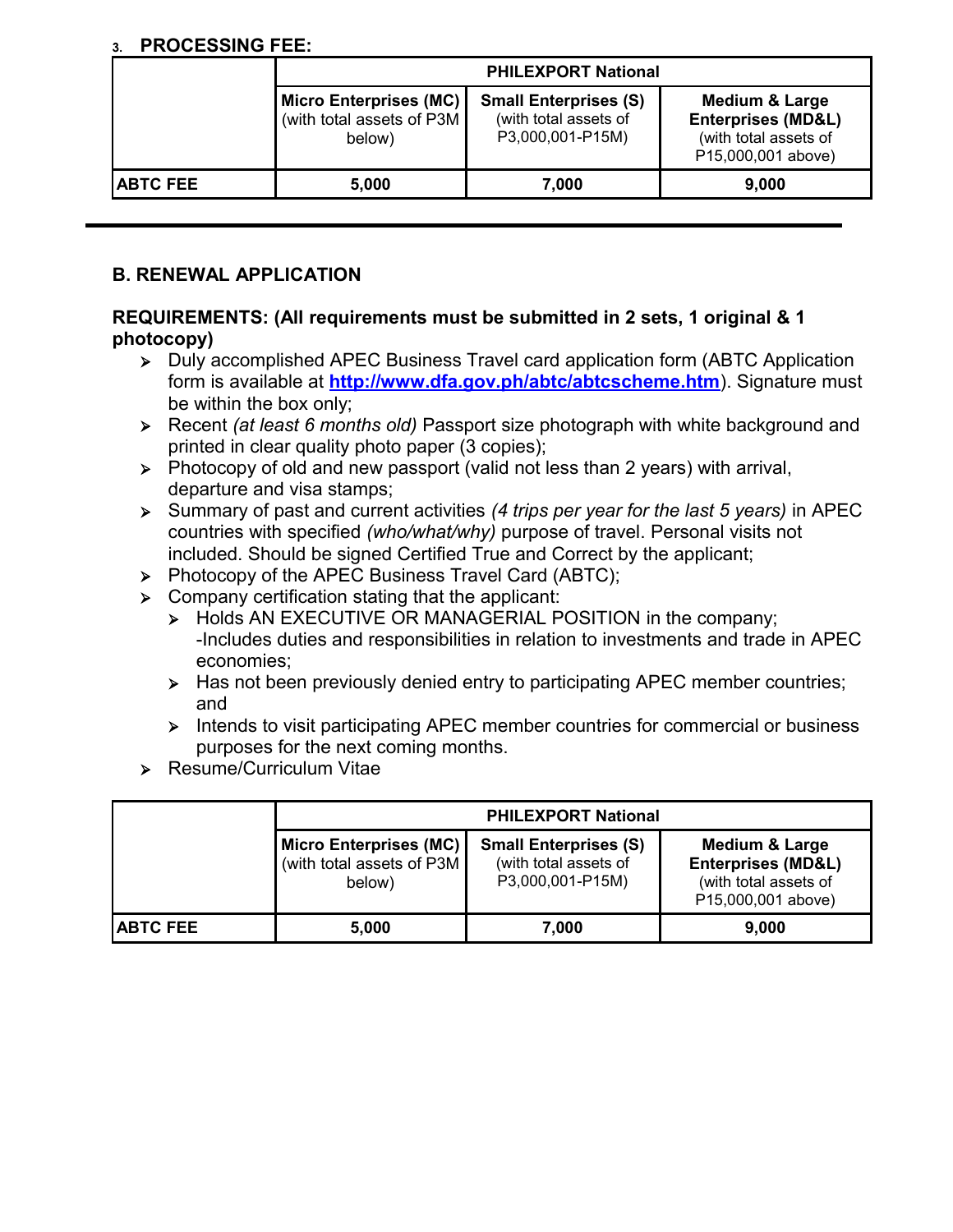### 3. PROCESSING FEE:

| | PHILEXPORT National | | |
|---|---|---|---|
| | **Micro Enterprises (MC)** (with total assets of P3M below) | **Small Enterprises (S)** (with total assets of P3,000,001-P15M) | **Medium & Large Enterprises (MD&L)** (with total assets of P15,000,001 above) |
| **ABTC FEE** | **5,000** | **7,000** | **9,000** |

---

## B. RENEWAL APPLICATION

**REQUIREMENTS: (All requirements must be submitted in 2 sets, 1 original & 1 photocopy)**

- Duly accomplished APEC Business Travel card application form (ABTC Application form is available at **http://www.dfa.gov.ph/abtc/abtcscheme.htm**). Signature must be within the box only;
- Recent *(at least 6 months old)* Passport size photograph with white background and printed in clear quality photo paper (3 copies);
- Photocopy of old and new passport (valid not less than 2 years) with arrival, departure and visa stamps;
- Summary of past and current activities *(4 trips per year for the last 5 years)* in APEC countries with specified *(who/what/why)* purpose of travel. Personal visits not included. Should be signed Certified True and Correct by the applicant;
- Photocopy of the APEC Business Travel Card (ABTC);
- Company certification stating that the applicant:
  - Holds AN EXECUTIVE OR MANAGERIAL POSITION in the company;
    -Includes duties and responsibilities in relation to investments and trade in APEC economies;
  - Has not been previously denied entry to participating APEC member countries; and
  - Intends to visit participating APEC member countries for commercial or business purposes for the next coming months.
- Resume/Curriculum Vitae

| | PHILEXPORT National | | |
|---|---|---|---|
| | **Micro Enterprises (MC)** (with total assets of P3M below) | **Small Enterprises (S)** (with total assets of P3,000,001-P15M) | **Medium & Large Enterprises (MD&L)** (with total assets of P15,000,001 above) |
| **ABTC FEE** | **5,000** | **7,000** | **9,000** |